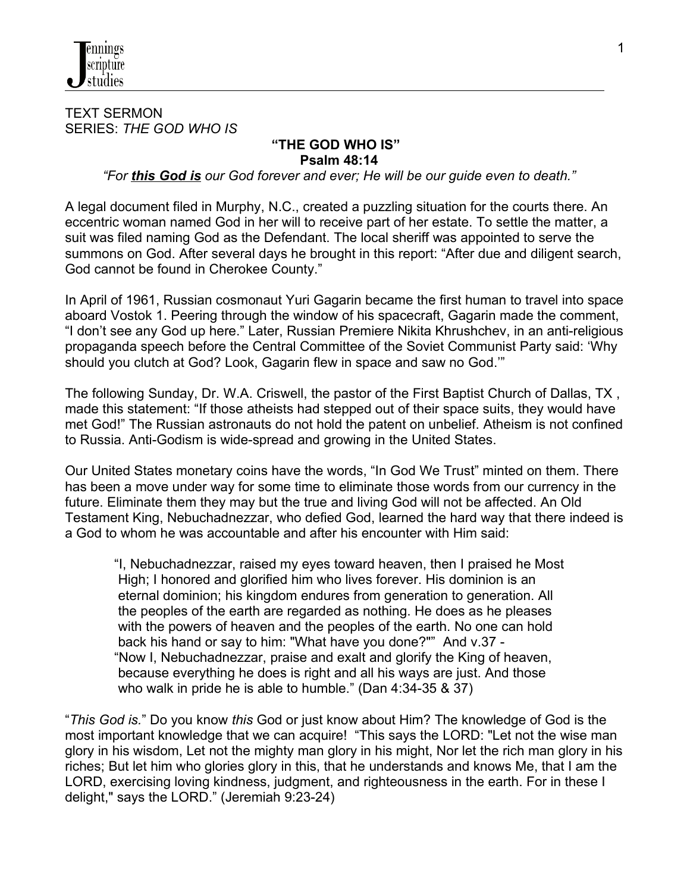TEXT SERMON
SERIES: *THE GOD WHO IS*

# "THE GOD WHO IS"
## Psalm 48:14

*"For **this God is** our God forever and ever; He will be our guide even to death."*

A legal document filed in Murphy, N.C., created a puzzling situation for the courts there. An eccentric woman named God in her will to receive part of her estate. To settle the matter, a suit was filed naming God as the Defendant. The local sheriff was appointed to serve the summons on God. After several days he brought in this report: "After due and diligent search, God cannot be found in Cherokee County."

In April of 1961, Russian cosmonaut Yuri Gagarin became the first human to travel into space aboard Vostok 1. Peering through the window of his spacecraft, Gagarin made the comment, "I don't see any God up here." Later, Russian Premiere Nikita Khrushchev, in an anti-religious propaganda speech before the Central Committee of the Soviet Communist Party said: 'Why should you clutch at God? Look, Gagarin flew in space and saw no God.'"

The following Sunday, Dr. W.A. Criswell, the pastor of the First Baptist Church of Dallas, TX , made this statement: "If those atheists had stepped out of their space suits, they would have met God!" The Russian astronauts do not hold the patent on unbelief. Atheism is not confined to Russia. Anti-Godism is wide-spread and growing in the United States.

Our United States monetary coins have the words, "In God We Trust" minted on them. There has been a move under way for some time to eliminate those words from our currency in the future. Eliminate them they may but the true and living God will not be affected. An Old Testament King, Nebuchadnezzar, who defied God, learned the hard way that there indeed is a God to whom he was accountable and after his encounter with Him said:

> "I, Nebuchadnezzar, raised my eyes toward heaven, then I praised he Most High; I honored and glorified him who lives forever. His dominion is an eternal dominion; his kingdom endures from generation to generation. All the peoples of the earth are regarded as nothing. He does as he pleases with the powers of heaven and the peoples of the earth. No one can hold back his hand or say to him: "What have you done?"" And v.37 -
> "Now I, Nebuchadnezzar, praise and exalt and glorify the King of heaven, because everything he does is right and all his ways are just. And those who walk in pride he is able to humble." (Dan 4:34-35 & 37)

"*This God is.*" Do you know *this* God or just know about Him? The knowledge of God is the most important knowledge that we can acquire! "This says the LORD: "Let not the wise man glory in his wisdom, Let not the mighty man glory in his might, Nor let the rich man glory in his riches; But let him who glories glory in this, that he understands and knows Me, that I am the LORD, exercising loving kindness, judgment, and righteousness in the earth. For in these I delight," says the LORD." (Jeremiah 9:23-24)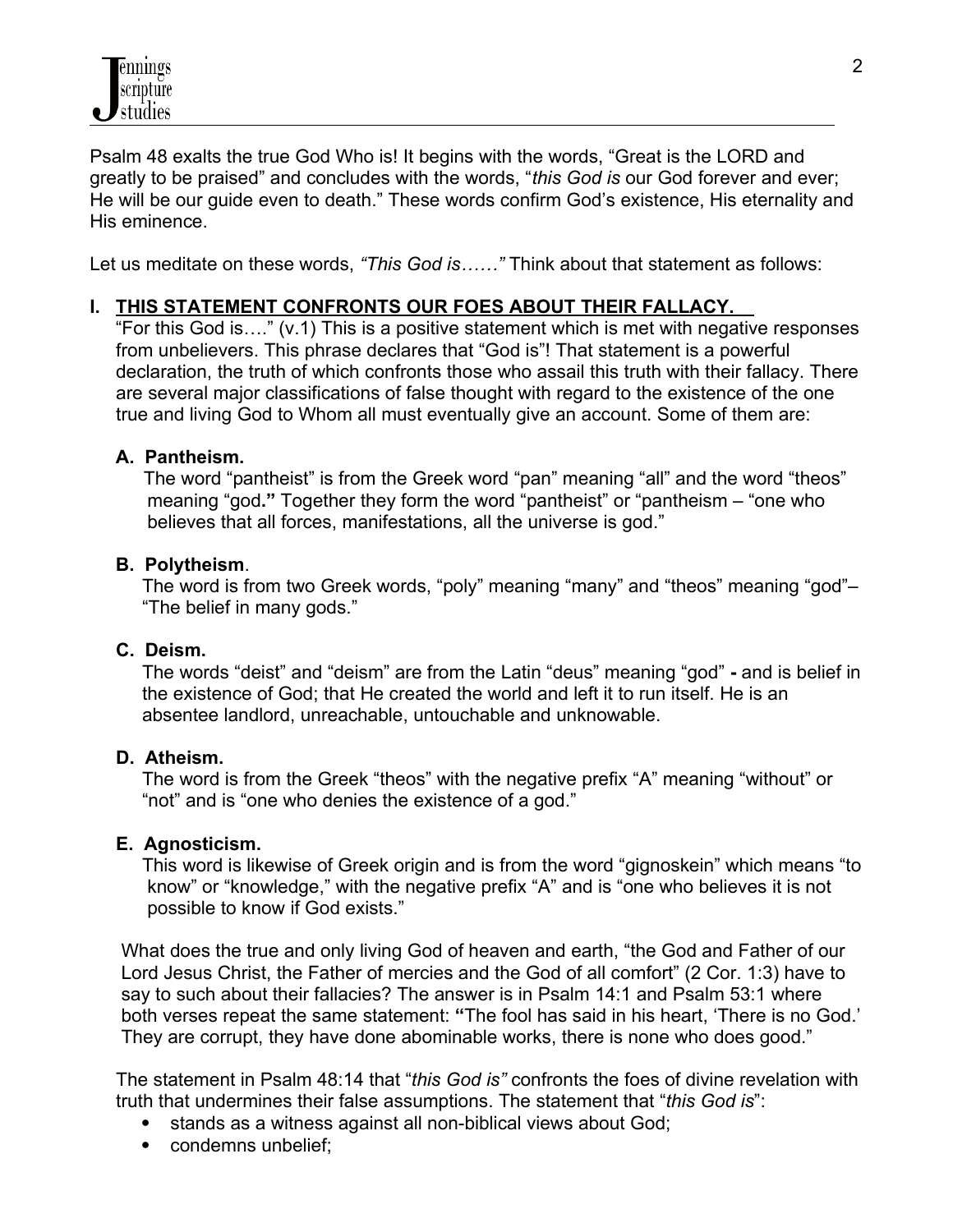Psalm 48 exalts the true God Who is! It begins with the words, "Great is the LORD and greatly to be praised" and concludes with the words, "*this God is* our God forever and ever; He will be our guide even to death." These words confirm God's existence, His eternality and His eminence.

Let us meditate on these words, *"This God is……"* Think about that statement as follows:

## I. THIS STATEMENT CONFRONTS OUR FOES ABOUT THEIR FALLACY.

"For this God is…." (v.1) This is a positive statement which is met with negative responses from unbelievers. This phrase declares that "God is"! That statement is a powerful declaration, the truth of which confronts those who assail this truth with their fallacy. There are several major classifications of false thought with regard to the existence of the one true and living God to Whom all must eventually give an account. Some of them are:

### A. Pantheism.

The word "pantheist" is from the Greek word "pan" meaning "all" and the word "theos" meaning "god**."** Together they form the word "pantheist" or "pantheism – "one who believes that all forces, manifestations, all the universe is god."

### B. Polytheism.

The word is from two Greek words, "poly" meaning "many" and "theos" meaning "god"– "The belief in many gods."

### C. Deism.

The words "deist" and "deism" are from the Latin "deus" meaning "god" **-** and is belief in the existence of God; that He created the world and left it to run itself. He is an absentee landlord, unreachable, untouchable and unknowable.

### D. Atheism.

The word is from the Greek "theos" with the negative prefix "A" meaning "without" or "not" and is "one who denies the existence of a god."

### E. Agnosticism.

This word is likewise of Greek origin and is from the word "gignoskein" which means "to know" or "knowledge," with the negative prefix "A" and is "one who believes it is not possible to know if God exists."

What does the true and only living God of heaven and earth, "the God and Father of our Lord Jesus Christ, the Father of mercies and the God of all comfort" (2 Cor. 1:3) have to say to such about their fallacies? The answer is in Psalm 14:1 and Psalm 53:1 where both verses repeat the same statement: **"**The fool has said in his heart, 'There is no God.' They are corrupt, they have done abominable works, there is none who does good."

The statement in Psalm 48:14 that "*this God is"* confronts the foes of divine revelation with truth that undermines their false assumptions. The statement that "*this God is*":

- stands as a witness against all non-biblical views about God;
- condemns unbelief;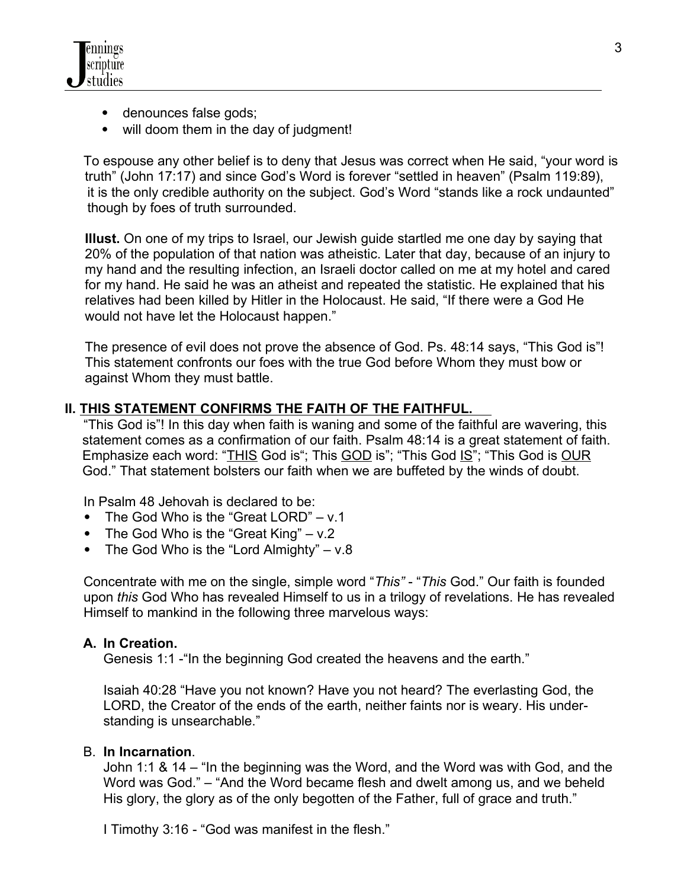- denounces false gods;
- will doom them in the day of judgment!

To espouse any other belief is to deny that Jesus was correct when He said, "your word is truth" (John 17:17) and since God's Word is forever "settled in heaven" (Psalm 119:89), it is the only credible authority on the subject. God's Word "stands like a rock undaunted" though by foes of truth surrounded.

**Illust.** On one of my trips to Israel, our Jewish guide startled me one day by saying that 20% of the population of that nation was atheistic. Later that day, because of an injury to my hand and the resulting infection, an Israeli doctor called on me at my hotel and cared for my hand. He said he was an atheist and repeated the statistic. He explained that his relatives had been killed by Hitler in the Holocaust. He said, "If there were a God He would not have let the Holocaust happen."

The presence of evil does not prove the absence of God. Ps. 48:14 says, "This God is"! This statement confronts our foes with the true God before Whom they must bow or against Whom they must battle.

## II. THIS STATEMENT CONFIRMS THE FAITH OF THE FAITHFUL.

"This God is"! In this day when faith is waning and some of the faithful are wavering, this statement comes as a confirmation of our faith. Psalm 48:14 is a great statement of faith. Emphasize each word: "THIS God is"; This GOD is"; "This God IS"; "This God is OUR God." That statement bolsters our faith when we are buffeted by the winds of doubt.

In Psalm 48 Jehovah is declared to be:

- The God Who is the "Great LORD" – v.1
- The God Who is the "Great King" – v.2
- The God Who is the "Lord Almighty" – v.8

Concentrate with me on the single, simple word "*This"* - "*This* God." Our faith is founded upon *this* God Who has revealed Himself to us in a trilogy of revelations. He has revealed Himself to mankind in the following three marvelous ways:

### A. In Creation.

Genesis 1:1 -"In the beginning God created the heavens and the earth."

Isaiah 40:28 "Have you not known? Have you not heard? The everlasting God, the LORD, the Creator of the ends of the earth, neither faints nor is weary. His under-standing is unsearchable."

### B. In Incarnation.

John 1:1 & 14 – "In the beginning was the Word, and the Word was with God, and the Word was God." – "And the Word became flesh and dwelt among us, and we beheld His glory, the glory as of the only begotten of the Father, full of grace and truth."

I Timothy 3:16 - "God was manifest in the flesh."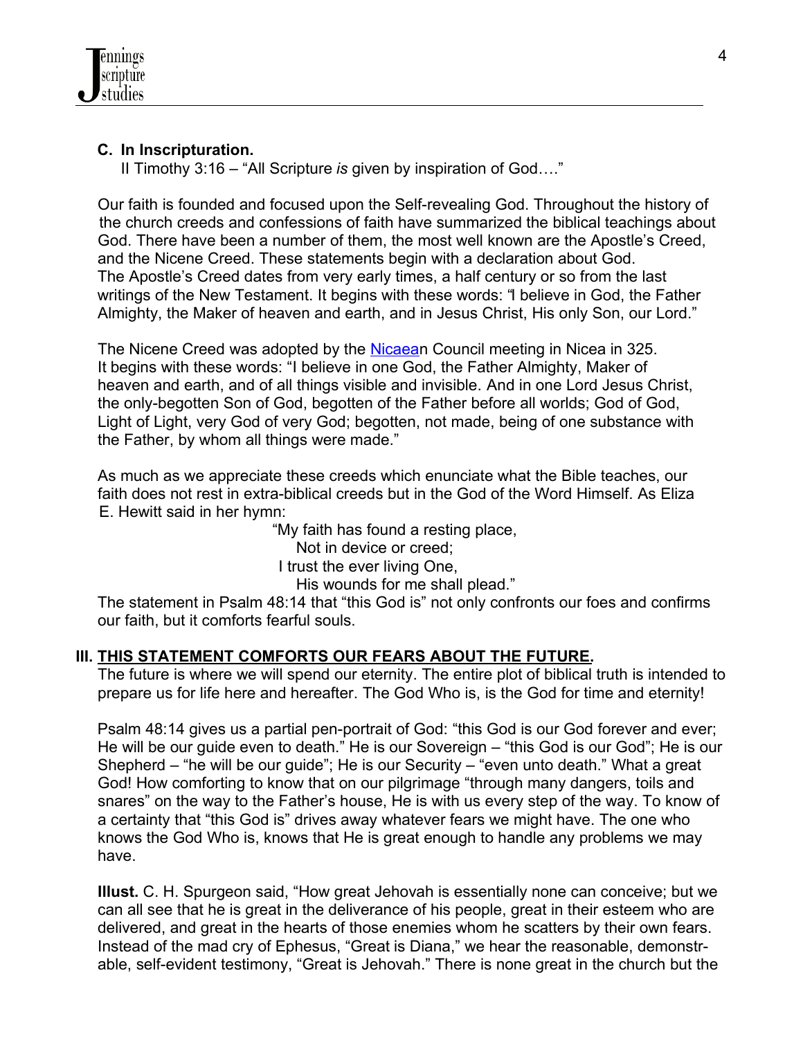## C. In Inscripturation.

II Timothy 3:16 – "All Scripture *is* given by inspiration of God…."

Our faith is founded and focused upon the Self-revealing God. Throughout the history of the church creeds and confessions of faith have summarized the biblical teachings about God. There have been a number of them, the most well known are the Apostle's Creed, and the Nicene Creed. These statements begin with a declaration about God. The Apostle's Creed dates from very early times, a half century or so from the last writings of the New Testament. It begins with these words: "I believe in God, the Father Almighty, the Maker of heaven and earth, and in Jesus Christ, His only Son, our Lord."

The Nicene Creed was adopted by the Nicaean Council meeting in Nicea in 325. It begins with these words: "I believe in one God, the Father Almighty, Maker of heaven and earth, and of all things visible and invisible. And in one Lord Jesus Christ, the only-begotten Son of God, begotten of the Father before all worlds; God of God, Light of Light, very God of very God; begotten, not made, being of one substance with the Father, by whom all things were made."

As much as we appreciate these creeds which enunciate what the Bible teaches, our faith does not rest in extra-biblical creeds but in the God of the Word Himself. As Eliza E. Hewitt said in her hymn:

> "My faith has found a resting place,
> Not in device or creed;
> I trust the ever living One,
> His wounds for me shall plead."

The statement in Psalm 48:14 that "this God is" not only confronts our foes and confirms our faith, but it comforts fearful souls.

# III. THIS STATEMENT COMFORTS OUR FEARS ABOUT THE FUTURE.

The future is where we will spend our eternity. The entire plot of biblical truth is intended to prepare us for life here and hereafter. The God Who is, is the God for time and eternity!

Psalm 48:14 gives us a partial pen-portrait of God: "this God is our God forever and ever; He will be our guide even to death." He is our Sovereign – "this God is our God"; He is our Shepherd – "he will be our guide"; He is our Security – "even unto death." What a great God! How comforting to know that on our pilgrimage "through many dangers, toils and snares" on the way to the Father's house, He is with us every step of the way. To know of a certainty that "this God is" drives away whatever fears we might have. The one who knows the God Who is, knows that He is great enough to handle any problems we may have.

**Illust.** C. H. Spurgeon said, "How great Jehovah is essentially none can conceive; but we can all see that he is great in the deliverance of his people, great in their esteem who are delivered, and great in the hearts of those enemies whom he scatters by their own fears. Instead of the mad cry of Ephesus, "Great is Diana," we hear the reasonable, demonstrable, self-evident testimony, "Great is Jehovah." There is none great in the church but the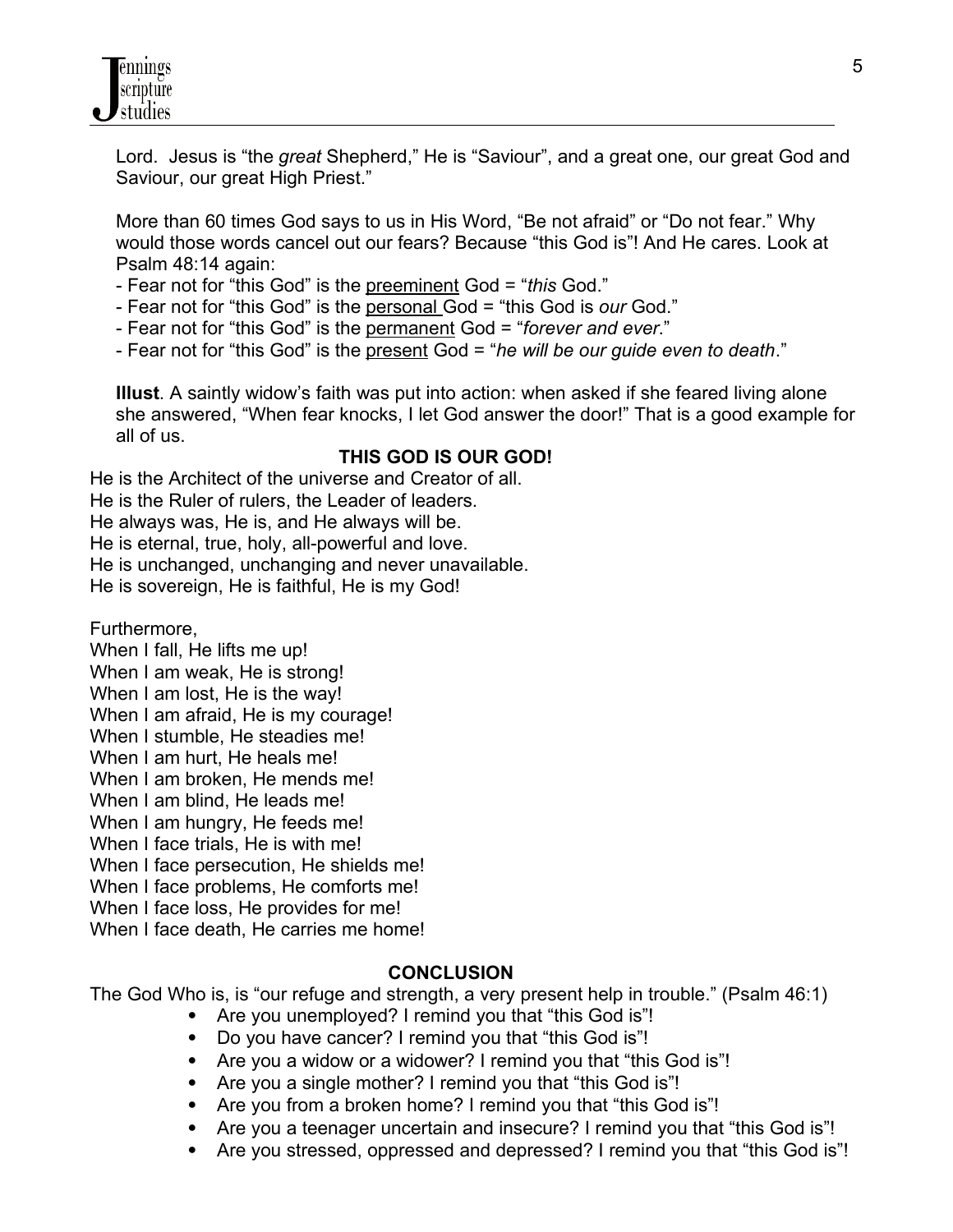Lord. Jesus is "the *great* Shepherd," He is "Saviour", and a great one, our great God and Saviour, our great High Priest."

More than 60 times God says to us in His Word, "Be not afraid" or "Do not fear." Why would those words cancel out our fears? Because "this God is"! And He cares. Look at Psalm 48:14 again:

- Fear not for "this God" is the <u>preeminent</u> God = "*this* God."
- Fear not for "this God" is the <u>personal</u> God = "this God is *our* God."
- Fear not for "this God" is the <u>permanent</u> God = "*forever and ever*."
- Fear not for "this God" is the <u>present</u> God = "*he will be our guide even to death*."

**Illust**. A saintly widow's faith was put into action: when asked if she feared living alone she answered, "When fear knocks, I let God answer the door!" That is a good example for all of us.

**THIS GOD IS OUR GOD!**

He is the Architect of the universe and Creator of all.
He is the Ruler of rulers, the Leader of leaders.
He always was, He is, and He always will be.
He is eternal, true, holy, all-powerful and love.
He is unchanged, unchanging and never unavailable.
He is sovereign, He is faithful, He is my God!

Furthermore,
When I fall, He lifts me up!
When I am weak, He is strong!
When I am lost, He is the way!
When I am afraid, He is my courage!
When I stumble, He steadies me!
When I am hurt, He heals me!
When I am broken, He mends me!
When I am blind, He leads me!
When I am hungry, He feeds me!
When I face trials, He is with me!
When I face persecution, He shields me!
When I face problems, He comforts me!
When I face loss, He provides for me!
When I face death, He carries me home!

**CONCLUSION**

The God Who is, is "our refuge and strength, a very present help in trouble." (Psalm 46:1)

- Are you unemployed? I remind you that "this God is"!
- Do you have cancer? I remind you that "this God is"!
- Are you a widow or a widower? I remind you that "this God is"!
- Are you a single mother? I remind you that "this God is"!
- Are you from a broken home? I remind you that "this God is"!
- Are you a teenager uncertain and insecure? I remind you that "this God is"!
- Are you stressed, oppressed and depressed? I remind you that "this God is"!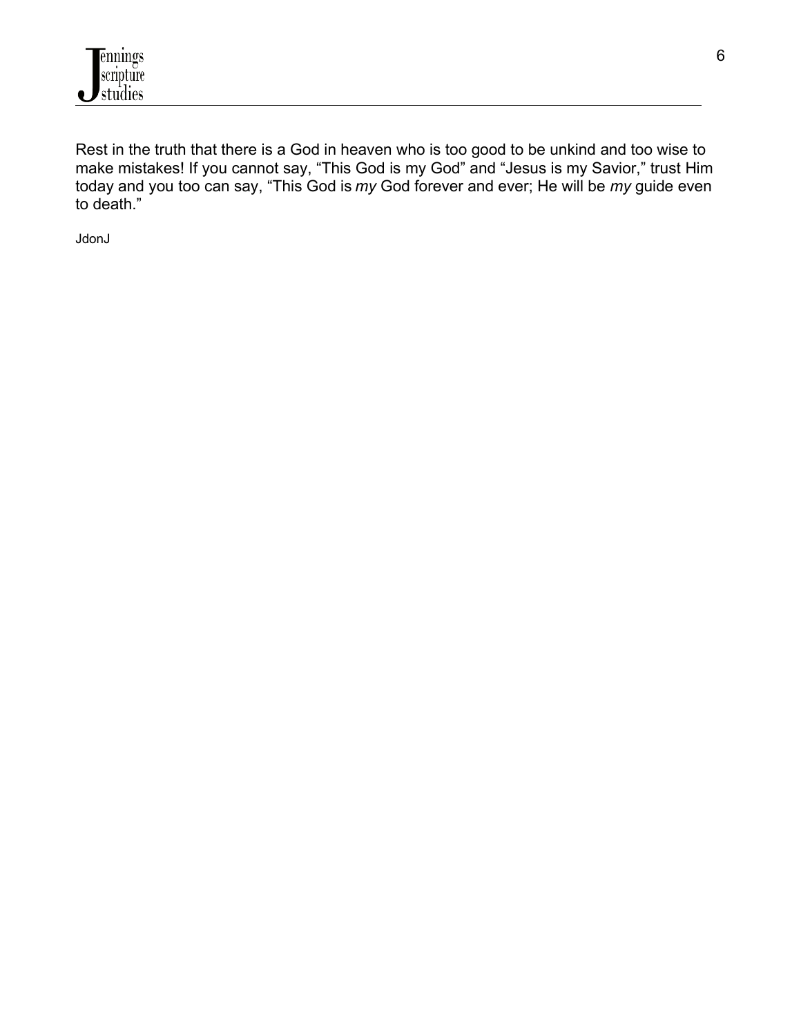Rest in the truth that there is a God in heaven who is too good to be unkind and too wise to make mistakes! If you cannot say, “This God is my God” and “Jesus is my Savior,” trust Him today and you too can say, “This God is *my* God forever and ever; He will be *my* guide even to death.”

JdonJ